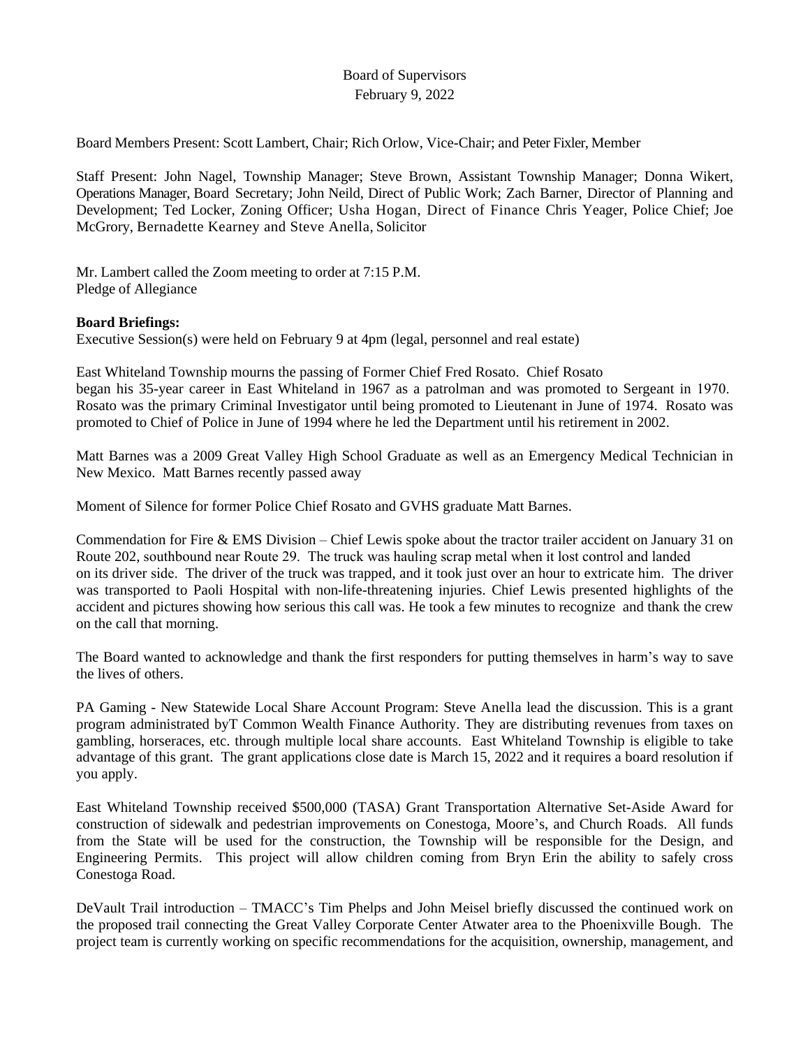Board of Supervisors
February 9, 2022

Board Members Present: Scott Lambert, Chair; Rich Orlow, Vice-Chair; and Peter Fixler, Member

Staff Present: John Nagel, Township Manager; Steve Brown, Assistant Township Manager; Donna Wikert, Operations Manager, Board Secretary; John Neild, Direct of Public Work; Zach Barner, Director of Planning and Development; Ted Locker, Zoning Officer; Usha Hogan, Direct of Finance Chris Yeager, Police Chief; Joe McGrory, Bernadette Kearney and Steve Anella, Solicitor

Mr. Lambert called the Zoom meeting to order at 7:15 P.M.
Pledge of Allegiance

**Board Briefings:**
Executive Session(s) were held on February 9 at 4pm (legal, personnel and real estate)

East Whiteland Township mourns the passing of Former Chief Fred Rosato. Chief Rosato began his 35-year career in East Whiteland in 1967 as a patrolman and was promoted to Sergeant in 1970. Rosato was the primary Criminal Investigator until being promoted to Lieutenant in June of 1974. Rosato was promoted to Chief of Police in June of 1994 where he led the Department until his retirement in 2002.

Matt Barnes was a 2009 Great Valley High School Graduate as well as an Emergency Medical Technician in New Mexico. Matt Barnes recently passed away

Moment of Silence for former Police Chief Rosato and GVHS graduate Matt Barnes.

Commendation for Fire & EMS Division – Chief Lewis spoke about the tractor trailer accident on January 31 on Route 202, southbound near Route 29. The truck was hauling scrap metal when it lost control and landed on its driver side. The driver of the truck was trapped, and it took just over an hour to extricate him. The driver was transported to Paoli Hospital with non-life-threatening injuries. Chief Lewis presented highlights of the accident and pictures showing how serious this call was. He took a few minutes to recognize and thank the crew on the call that morning.

The Board wanted to acknowledge and thank the first responders for putting themselves in harm's way to save the lives of others.

PA Gaming - New Statewide Local Share Account Program: Steve Anella lead the discussion. This is a grant program administrated byT Common Wealth Finance Authority. They are distributing revenues from taxes on gambling, horseraces, etc. through multiple local share accounts. East Whiteland Township is eligible to take advantage of this grant. The grant applications close date is March 15, 2022 and it requires a board resolution if you apply.

East Whiteland Township received $500,000 (TASA) Grant Transportation Alternative Set-Aside Award for construction of sidewalk and pedestrian improvements on Conestoga, Moore's, and Church Roads. All funds from the State will be used for the construction, the Township will be responsible for the Design, and Engineering Permits. This project will allow children coming from Bryn Erin the ability to safely cross Conestoga Road.

DeVault Trail introduction – TMACC's Tim Phelps and John Meisel briefly discussed the continued work on the proposed trail connecting the Great Valley Corporate Center Atwater area to the Phoenixville Bough. The project team is currently working on specific recommendations for the acquisition, ownership, management, and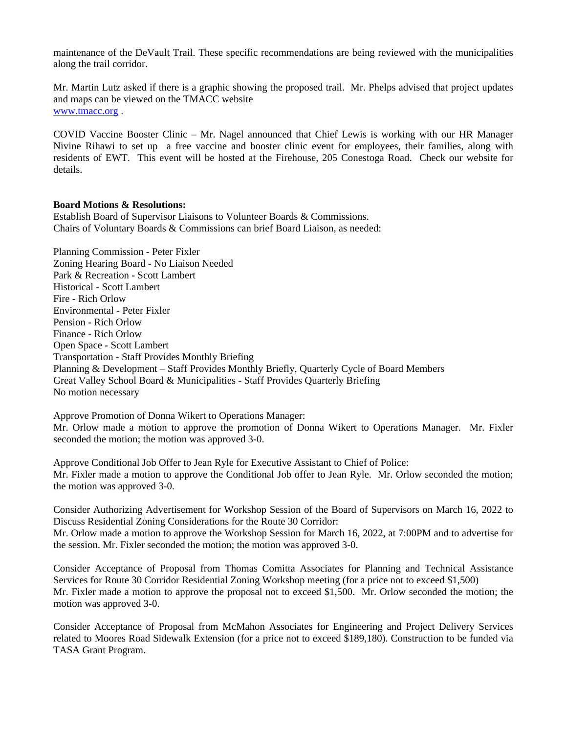maintenance of the DeVault Trail. These specific recommendations are being reviewed with the municipalities along the trail corridor.

Mr. Martin Lutz asked if there is a graphic showing the proposed trail. Mr. Phelps advised that project updates and maps can be viewed on the TMACC website
[www.tmacc.org](http://www.tmacc.org) .

COVID Vaccine Booster Clinic – Mr. Nagel announced that Chief Lewis is working with our HR Manager Nivine Rihawi to set up a free vaccine and booster clinic event for employees, their families, along with residents of EWT. This event will be hosted at the Firehouse, 205 Conestoga Road. Check our website for details.

**Board Motions & Resolutions:**
Establish Board of Supervisor Liaisons to Volunteer Boards & Commissions.
Chairs of Voluntary Boards & Commissions can brief Board Liaison, as needed:

Planning Commission - Peter Fixler
Zoning Hearing Board - No Liaison Needed
Park & Recreation - Scott Lambert
Historical - Scott Lambert
Fire - Rich Orlow
Environmental - Peter Fixler
Pension - Rich Orlow
Finance - Rich Orlow
Open Space - Scott Lambert
Transportation - Staff Provides Monthly Briefing
Planning & Development – Staff Provides Monthly Briefly, Quarterly Cycle of Board Members
Great Valley School Board & Municipalities - Staff Provides Quarterly Briefing
No motion necessary

Approve Promotion of Donna Wikert to Operations Manager:
Mr. Orlow made a motion to approve the promotion of Donna Wikert to Operations Manager. Mr. Fixler seconded the motion; the motion was approved 3-0.

Approve Conditional Job Offer to Jean Ryle for Executive Assistant to Chief of Police:
Mr. Fixler made a motion to approve the Conditional Job offer to Jean Ryle. Mr. Orlow seconded the motion; the motion was approved 3-0.

Consider Authorizing Advertisement for Workshop Session of the Board of Supervisors on March 16, 2022 to Discuss Residential Zoning Considerations for the Route 30 Corridor:
Mr. Orlow made a motion to approve the Workshop Session for March 16, 2022, at 7:00PM and to advertise for the session. Mr. Fixler seconded the motion; the motion was approved 3-0.

Consider Acceptance of Proposal from Thomas Comitta Associates for Planning and Technical Assistance Services for Route 30 Corridor Residential Zoning Workshop meeting (for a price not to exceed $1,500)
Mr. Fixler made a motion to approve the proposal not to exceed $1,500. Mr. Orlow seconded the motion; the motion was approved 3-0.

Consider Acceptance of Proposal from McMahon Associates for Engineering and Project Delivery Services related to Moores Road Sidewalk Extension (for a price not to exceed $189,180). Construction to be funded via TASA Grant Program.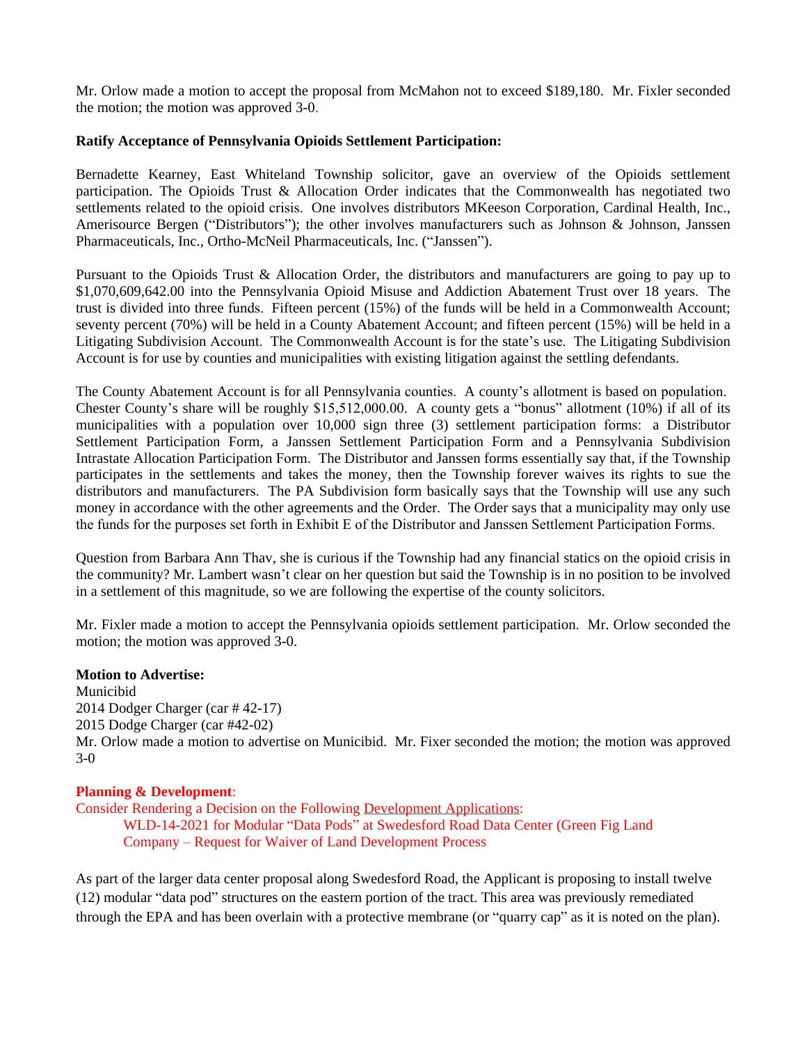Mr. Orlow made a motion to accept the proposal from McMahon not to exceed $189,180. Mr. Fixler seconded the motion; the motion was approved 3-0.

**Ratify Acceptance of Pennsylvania Opioids Settlement Participation:**

Bernadette Kearney, East Whiteland Township solicitor, gave an overview of the Opioids settlement participation. The Opioids Trust & Allocation Order indicates that the Commonwealth has negotiated two settlements related to the opioid crisis. One involves distributors MKeeson Corporation, Cardinal Health, Inc., Amerisource Bergen ("Distributors"); the other involves manufacturers such as Johnson & Johnson, Janssen Pharmaceuticals, Inc., Ortho-McNeil Pharmaceuticals, Inc. ("Janssen").

Pursuant to the Opioids Trust & Allocation Order, the distributors and manufacturers are going to pay up to $1,070,609,642.00 into the Pennsylvania Opioid Misuse and Addiction Abatement Trust over 18 years. The trust is divided into three funds. Fifteen percent (15%) of the funds will be held in a Commonwealth Account; seventy percent (70%) will be held in a County Abatement Account; and fifteen percent (15%) will be held in a Litigating Subdivision Account. The Commonwealth Account is for the state's use. The Litigating Subdivision Account is for use by counties and municipalities with existing litigation against the settling defendants.

The County Abatement Account is for all Pennsylvania counties. A county's allotment is based on population. Chester County's share will be roughly $15,512,000.00. A county gets a "bonus" allotment (10%) if all of its municipalities with a population over 10,000 sign three (3) settlement participation forms: a Distributor Settlement Participation Form, a Janssen Settlement Participation Form and a Pennsylvania Subdivision Intrastate Allocation Participation Form. The Distributor and Janssen forms essentially say that, if the Township participates in the settlements and takes the money, then the Township forever waives its rights to sue the distributors and manufacturers. The PA Subdivision form basically says that the Township will use any such money in accordance with the other agreements and the Order. The Order says that a municipality may only use the funds for the purposes set forth in Exhibit E of the Distributor and Janssen Settlement Participation Forms.

Question from Barbara Ann Thav, she is curious if the Township had any financial statics on the opioid crisis in the community? Mr. Lambert wasn't clear on her question but said the Township is in no position to be involved in a settlement of this magnitude, so we are following the expertise of the county solicitors.

Mr. Fixler made a motion to accept the Pennsylvania opioids settlement participation. Mr. Orlow seconded the motion; the motion was approved 3-0.

**Motion to Advertise:**
Municibid
2014 Dodger Charger (car # 42-17)
2015 Dodge Charger (car #42-02)
Mr. Orlow made a motion to advertise on Municibid. Mr. Fixer seconded the motion; the motion was approved 3-0

**Planning & Development**:
Consider Rendering a Decision on the Following Development Applications:

WLD-14-2021 for Modular "Data Pods" at Swedesford Road Data Center (Green Fig Land Company – Request for Waiver of Land Development Process

As part of the larger data center proposal along Swedesford Road, the Applicant is proposing to install twelve (12) modular "data pod" structures on the eastern portion of the tract. This area was previously remediated through the EPA and has been overlain with a protective membrane (or "quarry cap" as it is noted on the plan).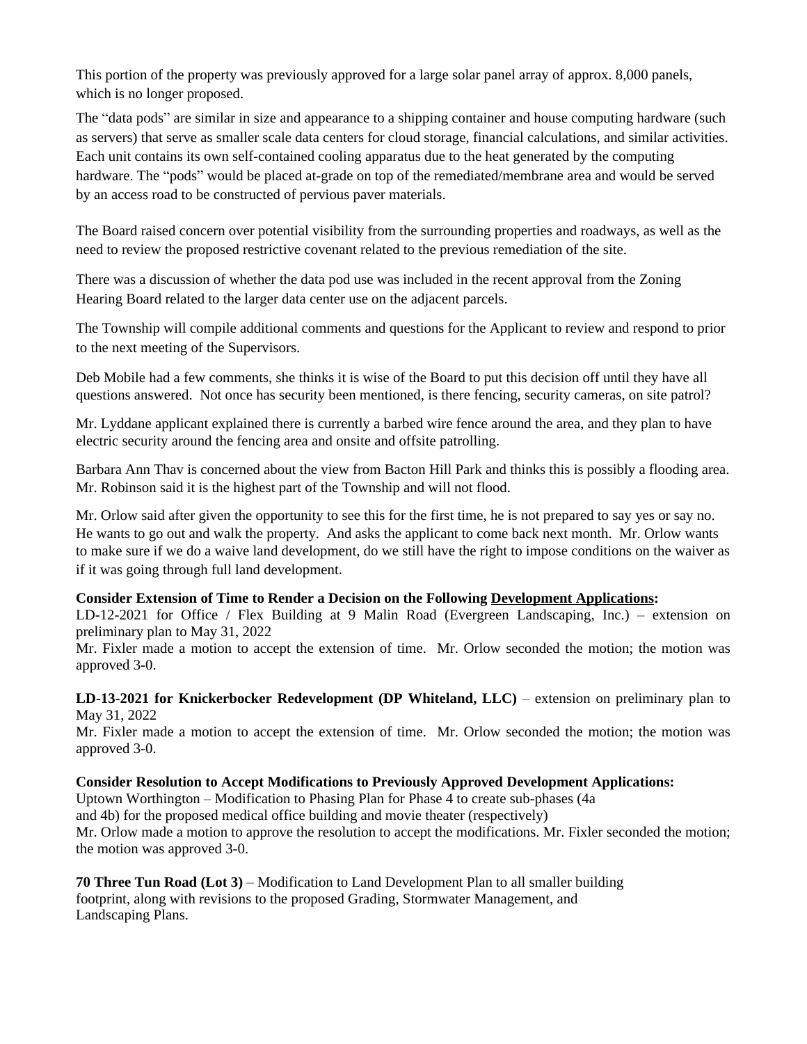This portion of the property was previously approved for a large solar panel array of approx. 8,000 panels, which is no longer proposed.

The "data pods" are similar in size and appearance to a shipping container and house computing hardware (such as servers) that serve as smaller scale data centers for cloud storage, financial calculations, and similar activities. Each unit contains its own self-contained cooling apparatus due to the heat generated by the computing hardware. The "pods" would be placed at-grade on top of the remediated/membrane area and would be served by an access road to be constructed of pervious paver materials.

The Board raised concern over potential visibility from the surrounding properties and roadways, as well as the need to review the proposed restrictive covenant related to the previous remediation of the site.

There was a discussion of whether the data pod use was included in the recent approval from the Zoning Hearing Board related to the larger data center use on the adjacent parcels.

The Township will compile additional comments and questions for the Applicant to review and respond to prior to the next meeting of the Supervisors.

Deb Mobile had a few comments, she thinks it is wise of the Board to put this decision off until they have all questions answered. Not once has security been mentioned, is there fencing, security cameras, on site patrol?

Mr. Lyddane applicant explained there is currently a barbed wire fence around the area, and they plan to have electric security around the fencing area and onsite and offsite patrolling.

Barbara Ann Thav is concerned about the view from Bacton Hill Park and thinks this is possibly a flooding area. Mr. Robinson said it is the highest part of the Township and will not flood.

Mr. Orlow said after given the opportunity to see this for the first time, he is not prepared to say yes or say no. He wants to go out and walk the property. And asks the applicant to come back next month. Mr. Orlow wants to make sure if we do a waive land development, do we still have the right to impose conditions on the waiver as if it was going through full land development.

**Consider Extension of Time to Render a Decision on the Following Development Applications:**

LD-12-2021 for Office / Flex Building at 9 Malin Road (Evergreen Landscaping, Inc.) – extension on preliminary plan to May 31, 2022

Mr. Fixler made a motion to accept the extension of time. Mr. Orlow seconded the motion; the motion was approved 3-0.

**LD-13-2021 for Knickerbocker Redevelopment (DP Whiteland, LLC)** – extension on preliminary plan to May 31, 2022

Mr. Fixler made a motion to accept the extension of time. Mr. Orlow seconded the motion; the motion was approved 3-0.

**Consider Resolution to Accept Modifications to Previously Approved Development Applications:**

Uptown Worthington – Modification to Phasing Plan for Phase 4 to create sub-phases (4a and 4b) for the proposed medical office building and movie theater (respectively)

Mr. Orlow made a motion to approve the resolution to accept the modifications. Mr. Fixler seconded the motion; the motion was approved 3-0.

**70 Three Tun Road (Lot 3)** – Modification to Land Development Plan to all smaller building footprint, along with revisions to the proposed Grading, Stormwater Management, and Landscaping Plans.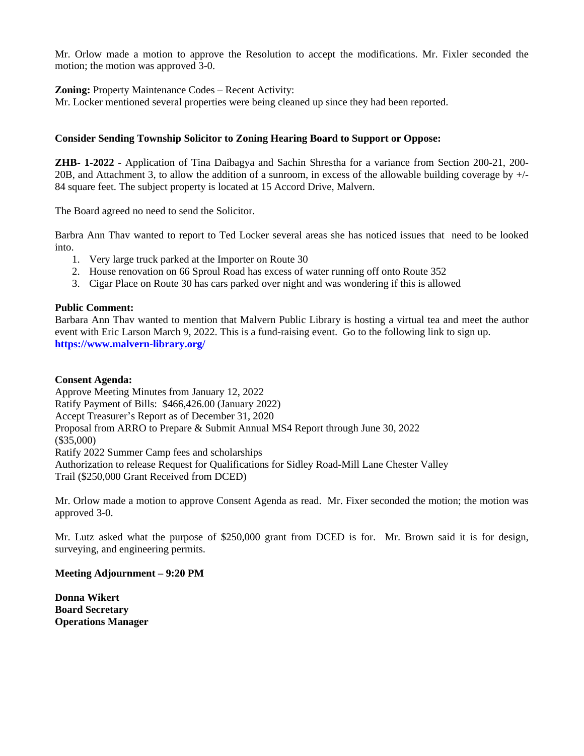Mr. Orlow made a motion to approve the Resolution to accept the modifications. Mr. Fixler seconded the motion; the motion was approved 3-0.

**Zoning:** Property Maintenance Codes – Recent Activity:
Mr. Locker mentioned several properties were being cleaned up since they had been reported.

**Consider Sending Township Solicitor to Zoning Hearing Board to Support or Oppose:**

**ZHB- 1-2022** - Application of Tina Daibagya and Sachin Shrestha for a variance from Section 200-21, 200-20B, and Attachment 3, to allow the addition of a sunroom, in excess of the allowable building coverage by +/- 84 square feet. The subject property is located at 15 Accord Drive, Malvern.

The Board agreed no need to send the Solicitor.

Barbra Ann Thav wanted to report to Ted Locker several areas she has noticed issues that need to be looked into.

1. Very large truck parked at the Importer on Route 30
2. House renovation on 66 Sproul Road has excess of water running off onto Route 352
3. Cigar Place on Route 30 has cars parked over night and was wondering if this is allowed

**Public Comment:**
Barbara Ann Thav wanted to mention that Malvern Public Library is hosting a virtual tea and meet the author event with Eric Larson March 9, 2022. This is a fund-raising event. Go to the following link to sign up.
**https://www.malvern-library.org/**

**Consent Agenda:**
Approve Meeting Minutes from January 12, 2022
Ratify Payment of Bills: $466,426.00 (January 2022)
Accept Treasurer's Report as of December 31, 2020
Proposal from ARRO to Prepare & Submit Annual MS4 Report through June 30, 2022
($35,000)
Ratify 2022 Summer Camp fees and scholarships
Authorization to release Request for Qualifications for Sidley Road-Mill Lane Chester Valley Trail ($250,000 Grant Received from DCED)

Mr. Orlow made a motion to approve Consent Agenda as read. Mr. Fixer seconded the motion; the motion was approved 3-0.

Mr. Lutz asked what the purpose of $250,000 grant from DCED is for. Mr. Brown said it is for design, surveying, and engineering permits.

**Meeting Adjournment – 9:20 PM**

**Donna Wikert**
**Board Secretary**
**Operations Manager**